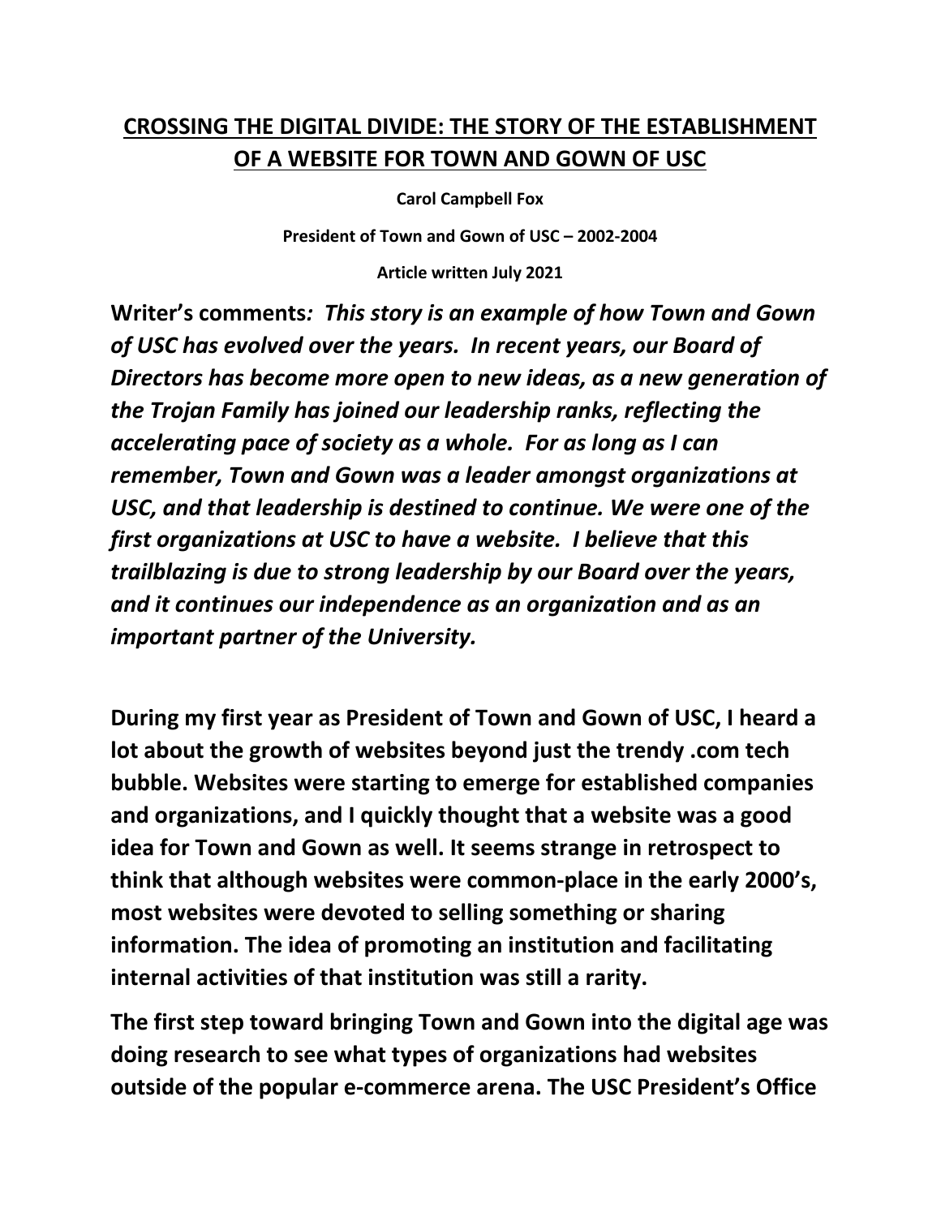# CROSSING THE DIGITAL DIVIDE: THE STORY OF THE ESTABLISHMENT OF A WEBSITE FOR TOWN AND GOWN OF USC

**Carol Campbell Fox**

**President of Town and Gown of USC – 2002-2004**

**Article written July 2021**

**Writer's comments*: This story is an example of how Town and Gown of USC has evolved over the years. In recent years, our Board of Directors has become more open to new ideas, as a new generation of the Trojan Family has joined our leadership ranks, reflecting the accelerating pace of society as a whole. For as long as I can remember, Town and Gown was a leader amongst organizations at USC, and that leadership is destined to continue. We were one of the first organizations at USC to have a website. I believe that this trailblazing is due to strong leadership by our Board over the years, and it continues our independence as an organization and as an important partner of the University.***

**During my first year as President of Town and Gown of USC, I heard a lot about the growth of websites beyond just the trendy .com tech bubble. Websites were starting to emerge for established companies and organizations, and I quickly thought that a website was a good idea for Town and Gown as well. It seems strange in retrospect to think that although websites were common-place in the early 2000's, most websites were devoted to selling something or sharing information. The idea of promoting an institution and facilitating internal activities of that institution was still a rarity.**

**The first step toward bringing Town and Gown into the digital age was doing research to see what types of organizations had websites outside of the popular e-commerce arena. The USC President's Office**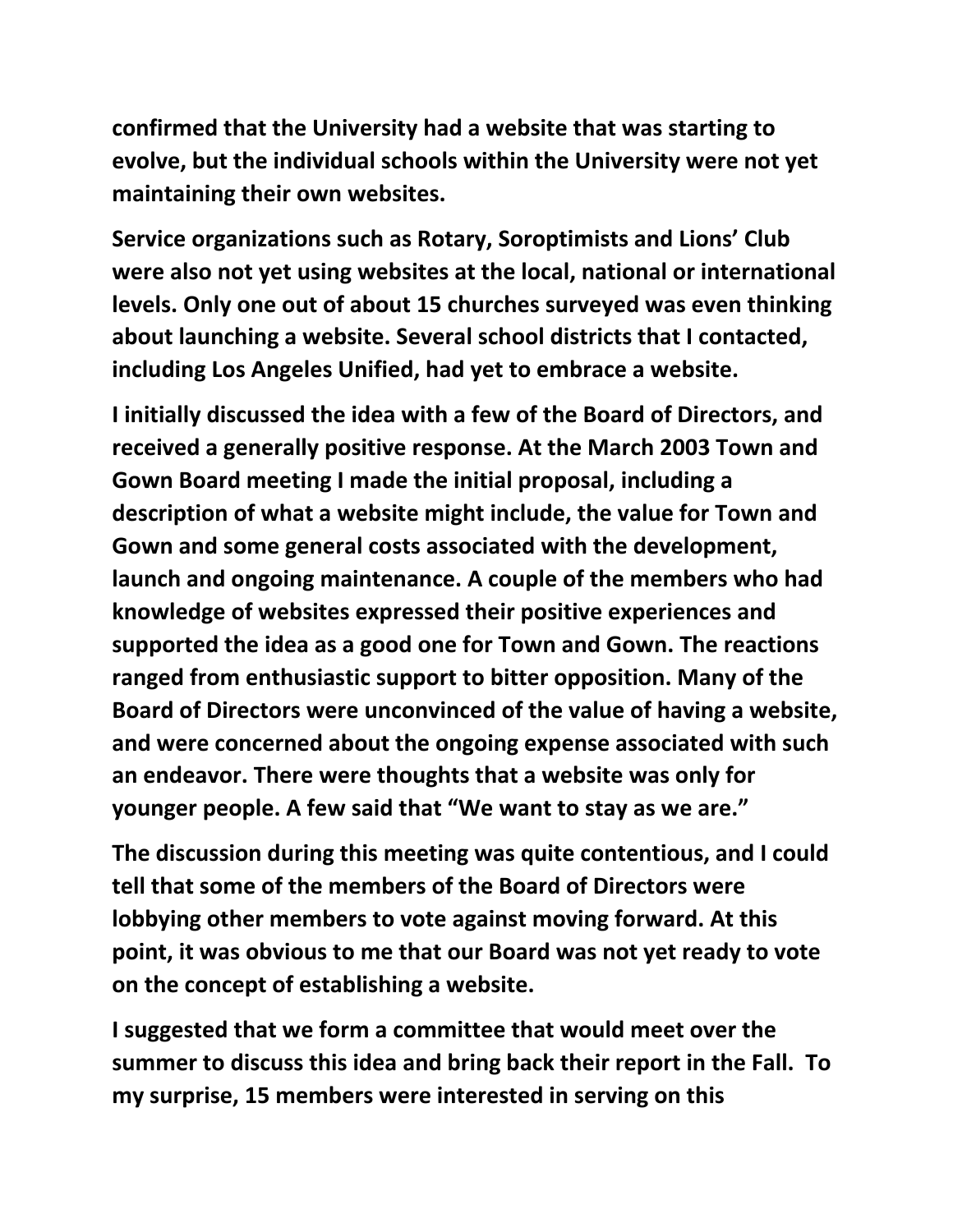confirmed that the University had a website that was starting to evolve, but the individual schools within the University were not yet maintaining their own websites.

Service organizations such as Rotary, Soroptimists and Lions' Club were also not yet using websites at the local, national or international levels. Only one out of about 15 churches surveyed was even thinking about launching a website. Several school districts that I contacted, including Los Angeles Unified, had yet to embrace a website.

I initially discussed the idea with a few of the Board of Directors, and received a generally positive response. At the March 2003 Town and Gown Board meeting I made the initial proposal, including a description of what a website might include, the value for Town and Gown and some general costs associated with the development, launch and ongoing maintenance. A couple of the members who had knowledge of websites expressed their positive experiences and supported the idea as a good one for Town and Gown. The reactions ranged from enthusiastic support to bitter opposition. Many of the Board of Directors were unconvinced of the value of having a website, and were concerned about the ongoing expense associated with such an endeavor. There were thoughts that a website was only for younger people. A few said that "We want to stay as we are."

The discussion during this meeting was quite contentious, and I could tell that some of the members of the Board of Directors were lobbying other members to vote against moving forward. At this point, it was obvious to me that our Board was not yet ready to vote on the concept of establishing a website.

I suggested that we form a committee that would meet over the summer to discuss this idea and bring back their report in the Fall. To my surprise, 15 members were interested in serving on this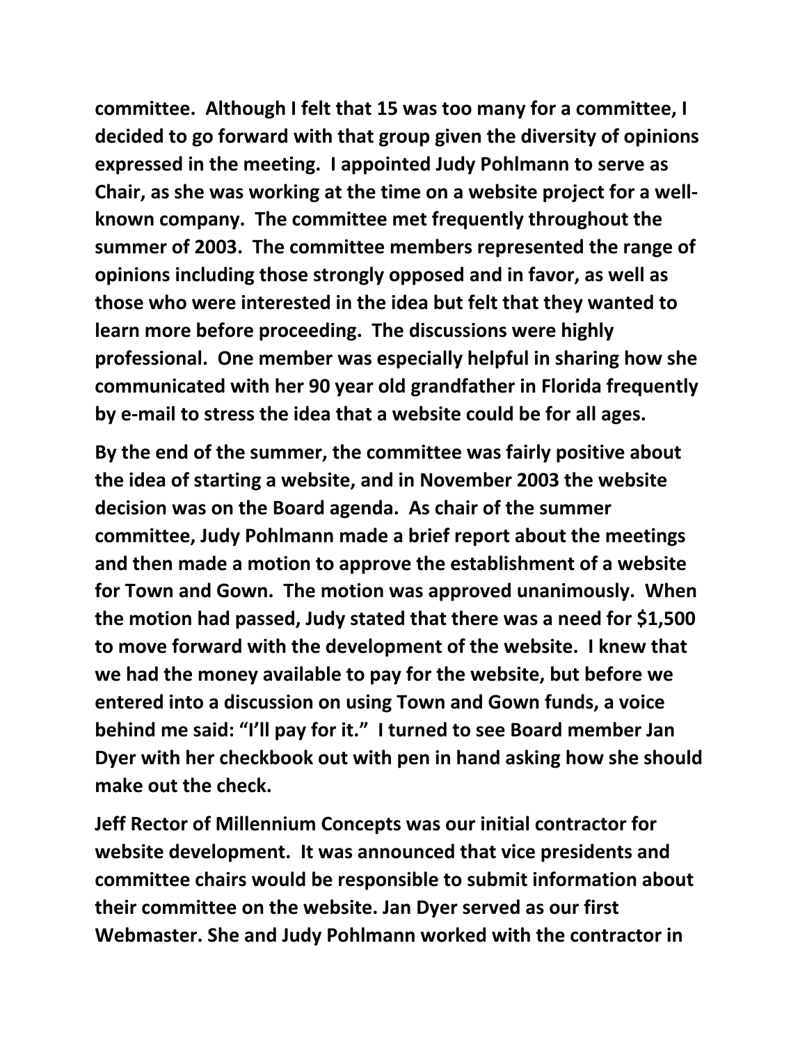committee. Although I felt that 15 was too many for a committee, I decided to go forward with that group given the diversity of opinions expressed in the meeting. I appointed Judy Pohlmann to serve as Chair, as she was working at the time on a website project for a well-known company. The committee met frequently throughout the summer of 2003. The committee members represented the range of opinions including those strongly opposed and in favor, as well as those who were interested in the idea but felt that they wanted to learn more before proceeding. The discussions were highly professional. One member was especially helpful in sharing how she communicated with her 90 year old grandfather in Florida frequently by e-mail to stress the idea that a website could be for all ages.

By the end of the summer, the committee was fairly positive about the idea of starting a website, and in November 2003 the website decision was on the Board agenda. As chair of the summer committee, Judy Pohlmann made a brief report about the meetings and then made a motion to approve the establishment of a website for Town and Gown. The motion was approved unanimously. When the motion had passed, Judy stated that there was a need for $1,500 to move forward with the development of the website. I knew that we had the money available to pay for the website, but before we entered into a discussion on using Town and Gown funds, a voice behind me said: "I'll pay for it." I turned to see Board member Jan Dyer with her checkbook out with pen in hand asking how she should make out the check.

Jeff Rector of Millennium Concepts was our initial contractor for website development. It was announced that vice presidents and committee chairs would be responsible to submit information about their committee on the website. Jan Dyer served as our first Webmaster. She and Judy Pohlmann worked with the contractor in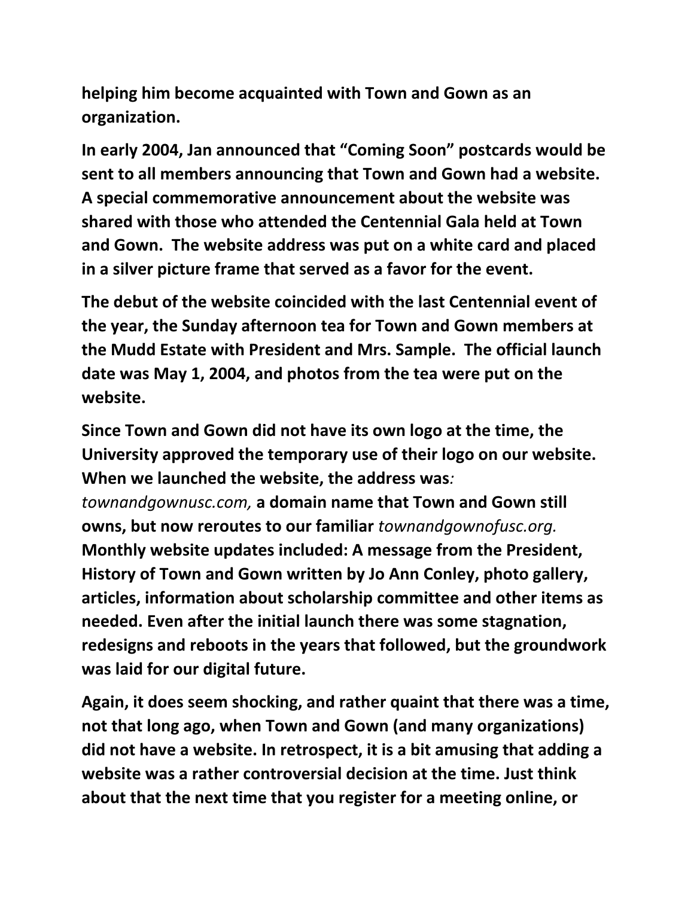**helping him become acquainted with Town and Gown as an organization.**

**In early 2004, Jan announced that "Coming Soon" postcards would be sent to all members announcing that Town and Gown had a website. A special commemorative announcement about the website was shared with those who attended the Centennial Gala held at Town and Gown. The website address was put on a white card and placed in a silver picture frame that served as a favor for the event.**

**The debut of the website coincided with the last Centennial event of the year, the Sunday afternoon tea for Town and Gown members at the Mudd Estate with President and Mrs. Sample. The official launch date was May 1, 2004, and photos from the tea were put on the website.**

**Since Town and Gown did not have its own logo at the time, the University approved the temporary use of their logo on our website. When we launched the website, the address was***:* *townandgownusc.com,* **a domain name that Town and Gown still owns, but now reroutes to our familiar** *townandgownofusc.org.* **Monthly website updates included: A message from the President, History of Town and Gown written by Jo Ann Conley, photo gallery, articles, information about scholarship committee and other items as needed. Even after the initial launch there was some stagnation, redesigns and reboots in the years that followed, but the groundwork was laid for our digital future.**

**Again, it does seem shocking, and rather quaint that there was a time, not that long ago, when Town and Gown (and many organizations) did not have a website. In retrospect, it is a bit amusing that adding a website was a rather controversial decision at the time. Just think about that the next time that you register for a meeting online, or**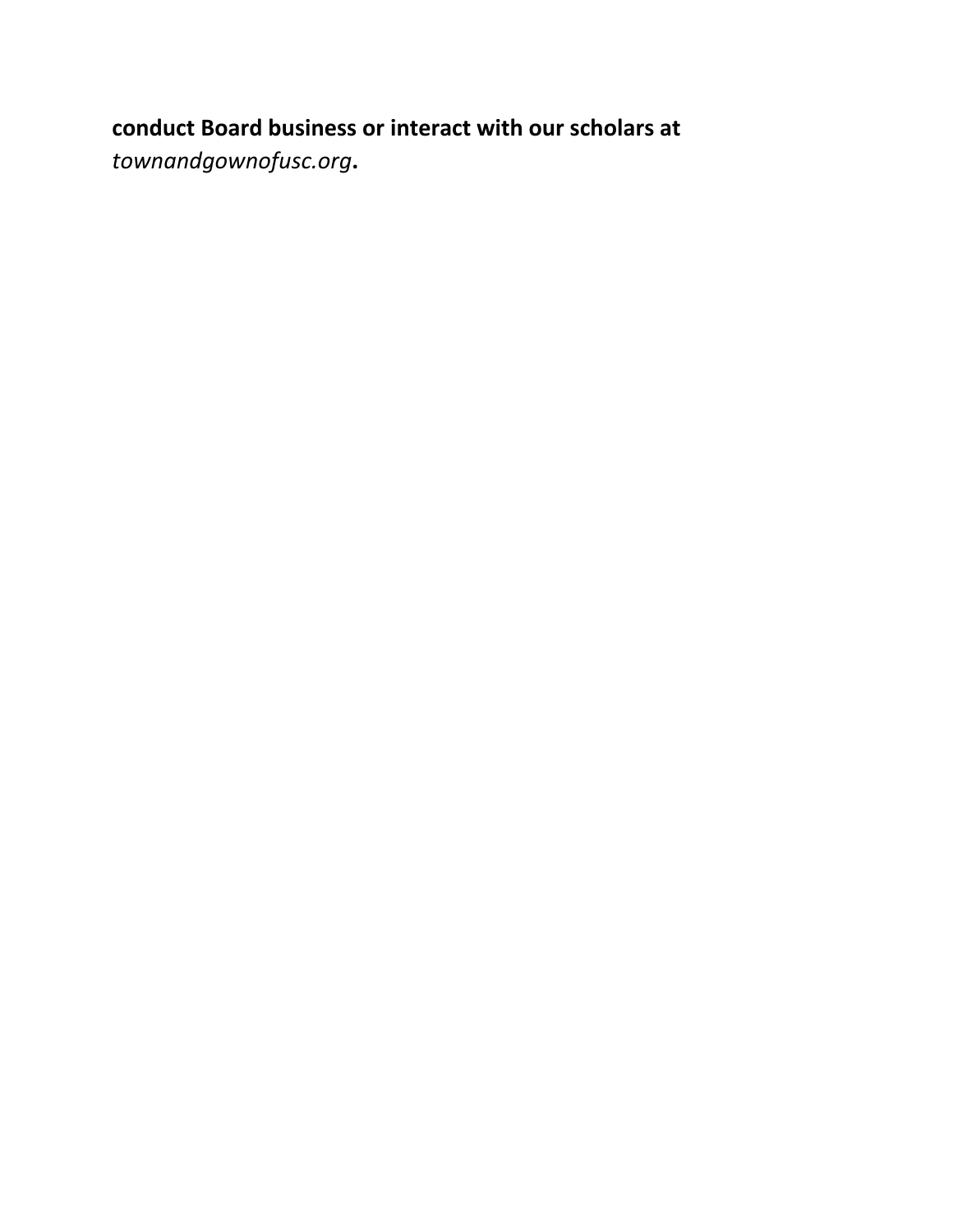**conduct Board business or interact with our scholars at** *townandgownofusc.org***.**